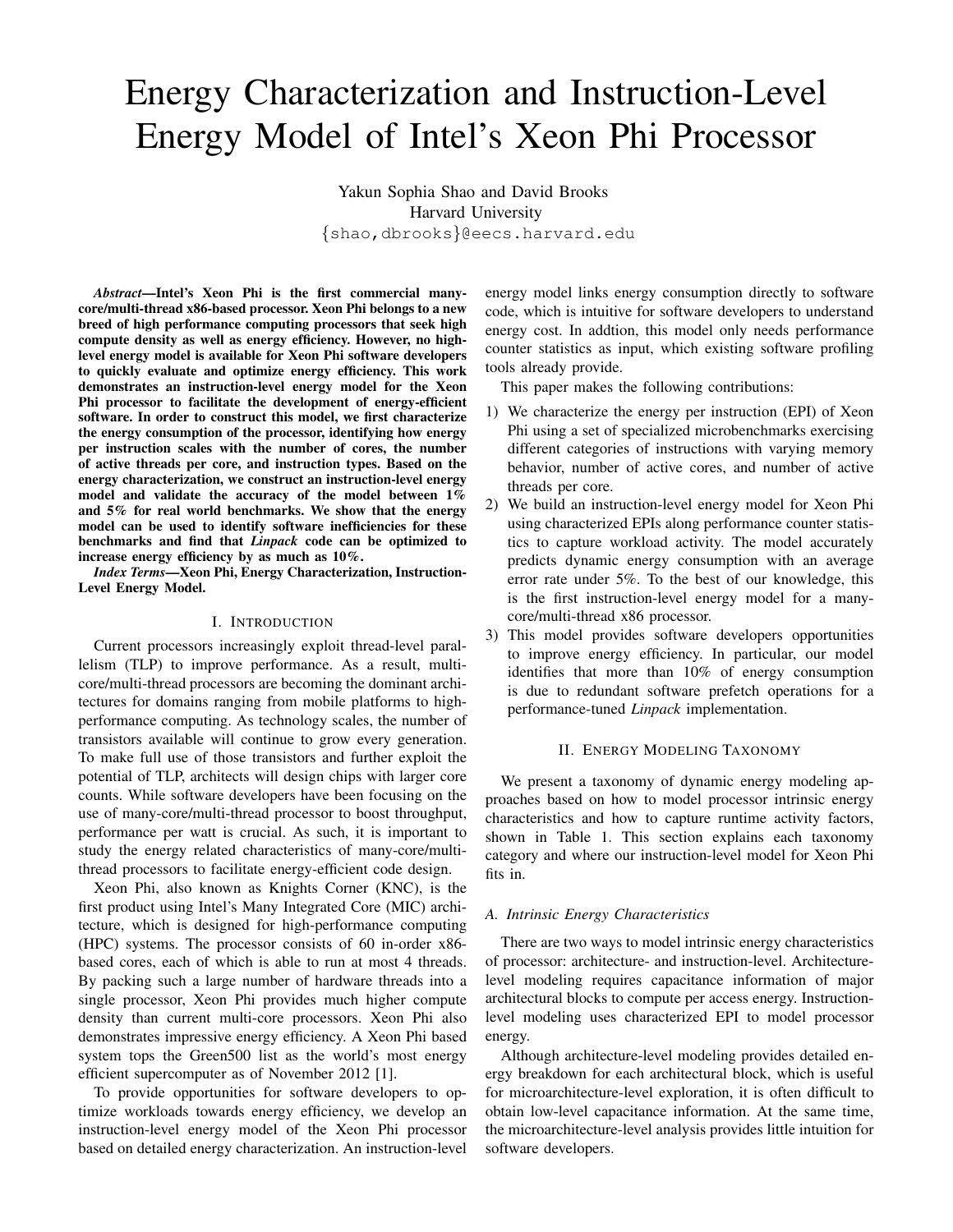# Energy Characterization and Instruction-Level Energy Model of Intel's Xeon Phi Processor

Yakun Sophia Shao and David Brooks
Harvard University
{shao,dbrooks}@eecs.harvard.edu

***Abstract*—Intel's Xeon Phi is the first commercial many-core/multi-thread x86-based processor. Xeon Phi belongs to a new breed of high performance computing processors that seek high compute density as well as energy efficiency. However, no high-level energy model is available for Xeon Phi software developers to quickly evaluate and optimize energy efficiency. This work demonstrates an instruction-level energy model for the Xeon Phi processor to facilitate the development of energy-efficient software. In order to construct this model, we first characterize the energy consumption of the processor, identifying how energy per instruction scales with the number of cores, the number of active threads per core, and instruction types. Based on the energy characterization, we construct an instruction-level energy model and validate the accuracy of the model between 1% and 5% for real world benchmarks. We show that the energy model can be used to identify software inefficiencies for these benchmarks and find that *Linpack* code can be optimized to increase energy efficiency by as much as 10%.**

***Index Terms*—Xeon Phi, Energy Characterization, Instruction-Level Energy Model.**

## I. Introduction

Current processors increasingly exploit thread-level parallelism (TLP) to improve performance. As a result, multi-core/multi-thread processors are becoming the dominant architectures for domains ranging from mobile platforms to high-performance computing. As technology scales, the number of transistors available will continue to grow every generation. To make full use of those transistors and further exploit the potential of TLP, architects will design chips with larger core counts. While software developers have been focusing on the use of many-core/multi-thread processor to boost throughput, performance per watt is crucial. As such, it is important to study the energy related characteristics of many-core/multi-thread processors to facilitate energy-efficient code design.

Xeon Phi, also known as Knights Corner (KNC), is the first product using Intel's Many Integrated Core (MIC) architecture, which is designed for high-performance computing (HPC) systems. The processor consists of 60 in-order x86-based cores, each of which is able to run at most 4 threads. By packing such a large number of hardware threads into a single processor, Xeon Phi provides much higher compute density than current multi-core processors. Xeon Phi also demonstrates impressive energy efficiency. A Xeon Phi based system tops the Green500 list as the world's most energy efficient supercomputer as of November 2012 [1].

To provide opportunities for software developers to optimize workloads towards energy efficiency, we develop an instruction-level energy model of the Xeon Phi processor based on detailed energy characterization. An instruction-level energy model links energy consumption directly to software code, which is intuitive for software developers to understand energy cost. In addtion, this model only needs performance counter statistics as input, which existing software profiling tools already provide.

This paper makes the following contributions:

1) We characterize the energy per instruction (EPI) of Xeon Phi using a set of specialized microbenchmarks exercising different categories of instructions with varying memory behavior, number of active cores, and number of active threads per core.
2) We build an instruction-level energy model for Xeon Phi using characterized EPIs along performance counter statistics to capture workload activity. The model accurately predicts dynamic energy consumption with an average error rate under 5%. To the best of our knowledge, this is the first instruction-level energy model for a many-core/multi-thread x86 processor.
3) This model provides software developers opportunities to improve energy efficiency. In particular, our model identifies that more than 10% of energy consumption is due to redundant software prefetch operations for a performance-tuned *Linpack* implementation.

## II. Energy Modeling Taxonomy

We present a taxonomy of dynamic energy modeling approaches based on how to model processor intrinsic energy characteristics and how to capture runtime activity factors, shown in Table 1. This section explains each taxonomy category and where our instruction-level model for Xeon Phi fits in.

### A. Intrinsic Energy Characteristics

There are two ways to model intrinsic energy characteristics of processor: architecture- and instruction-level. Architecture-level modeling requires capacitance information of major architectural blocks to compute per access energy. Instruction-level modeling uses characterized EPI to model processor energy.

Although architecture-level modeling provides detailed energy breakdown for each architectural block, which is useful for microarchitecture-level exploration, it is often difficult to obtain low-level capacitance information. At the same time, the microarchitecture-level analysis provides little intuition for software developers.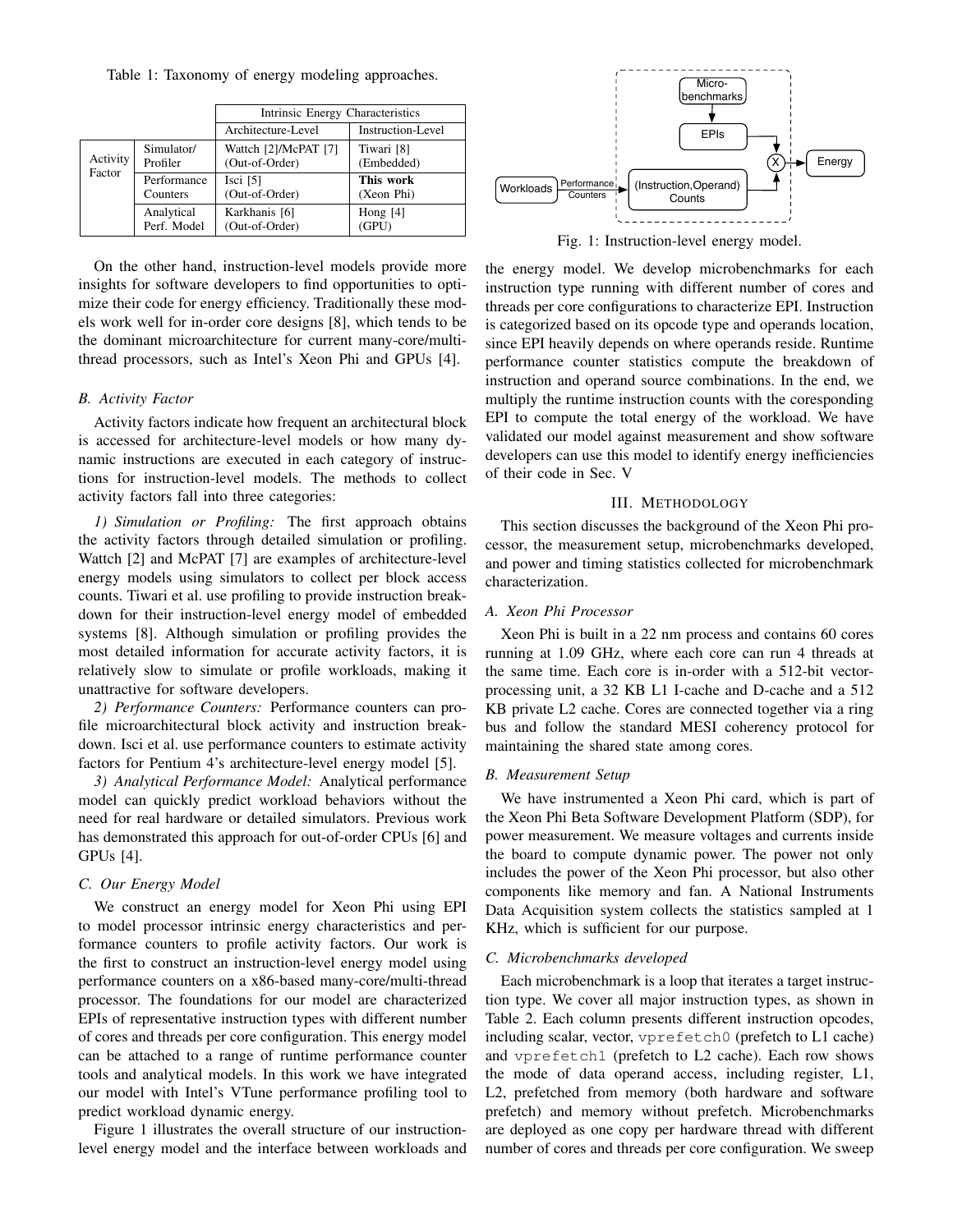Table 1: Taxonomy of energy modeling approaches.

| | | Intrinsic Energy Characteristics | |
|---|---|---|---|
| | | Architecture-Level | Instruction-Level |
| Activity Factor | Simulator/ Profiler | Wattch [2]/McPAT [7] (Out-of-Order) | Tiwari [8] (Embedded) |
| | Performance Counters | Isci [5] (Out-of-Order) | **This work** (Xeon Phi) |
| | Analytical Perf. Model | Karkhanis [6] (Out-of-Order) | Hong [4] (GPU) |

On the other hand, instruction-level models provide more insights for software developers to find opportunities to optimize their code for energy efficiency. Traditionally these models work well for in-order core designs [8], which tends to be the dominant microarchitecture for current many-core/multi-thread processors, such as Intel's Xeon Phi and GPUs [4].

### B. Activity Factor

Activity factors indicate how frequent an architectural block is accessed for architecture-level models or how many dynamic instructions are executed in each category of instructions for instruction-level models. The methods to collect activity factors fall into three categories:

*1) Simulation or Profiling:* The first approach obtains the activity factors through detailed simulation or profiling. Wattch [2] and McPAT [7] are examples of architecture-level energy models using simulators to collect per block access counts. Tiwari et al. use profiling to provide instruction breakdown for their instruction-level energy model of embedded systems [8]. Although simulation or profiling provides the most detailed information for accurate activity factors, it is relatively slow to simulate or profile workloads, making it unattractive for software developers.

*2) Performance Counters:* Performance counters can profile microarchitectural block activity and instruction breakdown. Isci et al. use performance counters to estimate activity factors for Pentium 4's architecture-level energy model [5].

*3) Analytical Performance Model:* Analytical performance model can quickly predict workload behaviors without the need for real hardware or detailed simulators. Previous work has demonstrated this approach for out-of-order CPUs [6] and GPUs [4].

### C. Our Energy Model

We construct an energy model for Xeon Phi using EPI to model processor intrinsic energy characteristics and performance counters to profile activity factors. Our work is the first to construct an instruction-level energy model using performance counters on a x86-based many-core/multi-thread processor. The foundations for our model are characterized EPIs of representative instruction types with different number of cores and threads per core configuration. This energy model can be attached to a range of runtime performance counter tools and analytical models. In this work we have integrated our model with Intel's VTune performance profiling tool to predict workload dynamic energy.

Figure 1 illustrates the overall structure of our instruction-level energy model and the interface between workloads and the energy model. We develop microbenchmarks for each instruction type running with different number of cores and threads per core configurations to characterize EPI. Instruction is categorized based on its opcode type and operands location, since EPI heavily depends on where operands reside. Runtime performance counter statistics compute the breakdown of instruction and operand source combinations. In the end, we multiply the runtime instruction counts with the coresponding EPI to compute the total energy of the workload. We have validated our model against measurement and show software developers can use this model to identify energy inefficiencies of their code in Sec. V

Fig. 1: Instruction-level energy model.

## III. Methodology

This section discusses the background of the Xeon Phi processor, the measurement setup, microbenchmarks developed, and power and timing statistics collected for microbenchmark characterization.

### A. Xeon Phi Processor

Xeon Phi is built in a 22 nm process and contains 60 cores running at 1.09 GHz, where each core can run 4 threads at the same time. Each core is in-order with a 512-bit vector-processing unit, a 32 KB L1 I-cache and D-cache and a 512 KB private L2 cache. Cores are connected together via a ring bus and follow the standard MESI coherency protocol for maintaining the shared state among cores.

### B. Measurement Setup

We have instrumented a Xeon Phi card, which is part of the Xeon Phi Beta Software Development Platform (SDP), for power measurement. We measure voltages and currents inside the board to compute dynamic power. The power not only includes the power of the Xeon Phi processor, but also other components like memory and fan. A National Instruments Data Acquisition system collects the statistics sampled at 1 KHz, which is sufficient for our purpose.

### C. Microbenchmarks developed

Each microbenchmark is a loop that iterates a target instruction type. We cover all major instruction types, as shown in Table 2. Each column presents different instruction opcodes, including scalar, vector, `vprefetch0` (prefetch to L1 cache) and `vprefetch1` (prefetch to L2 cache). Each row shows the mode of data operand access, including register, L1, L2, prefetched from memory (both hardware and software prefetch) and memory without prefetch. Microbenchmarks are deployed as one copy per hardware thread with different number of cores and threads per core configuration. We sweep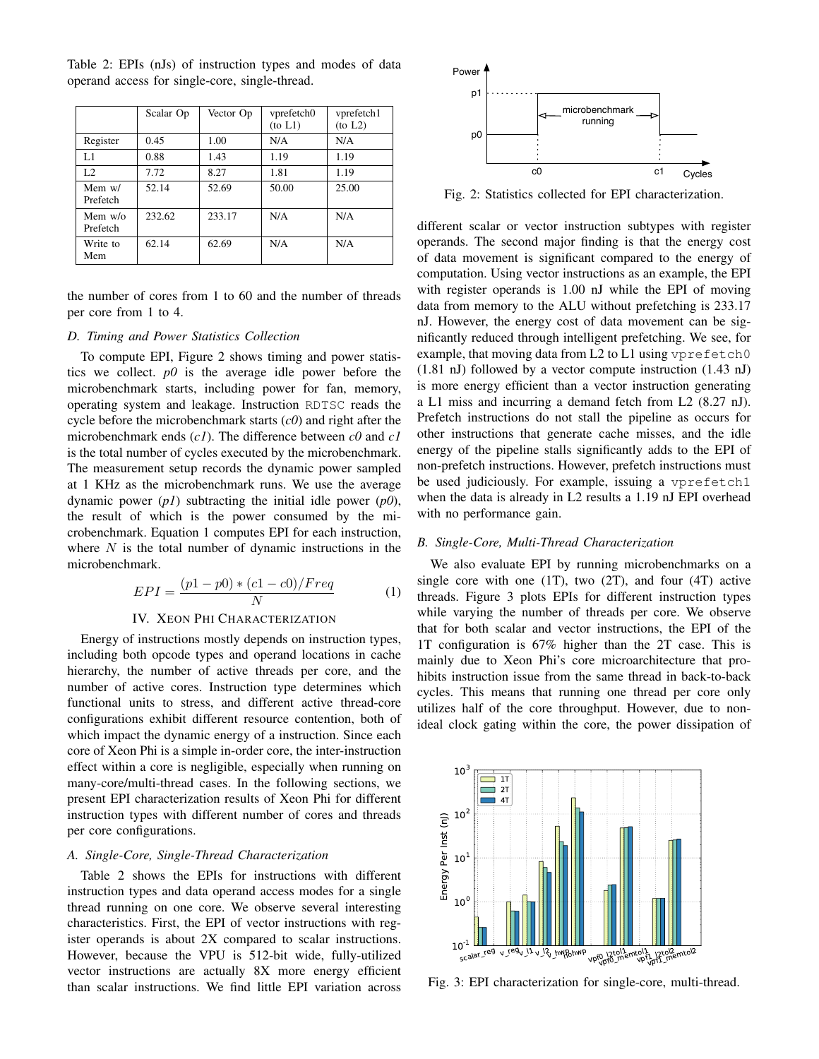Table 2: EPIs (nJs) of instruction types and modes of data operand access for single-core, single-thread.

| | Scalar Op | Vector Op | vprefetch0 (to L1) | vprefetch1 (to L2) |
|---|---|---|---|---|
| Register | 0.45 | 1.00 | N/A | N/A |
| L1 | 0.88 | 1.43 | 1.19 | 1.19 |
| L2 | 7.72 | 8.27 | 1.81 | 1.19 |
| Mem w/ Prefetch | 52.14 | 52.69 | 50.00 | 25.00 |
| Mem w/o Prefetch | 232.62 | 233.17 | N/A | N/A |
| Write to Mem | 62.14 | 62.69 | N/A | N/A |

the number of cores from 1 to 60 and the number of threads per core from 1 to 4.

### D. Timing and Power Statistics Collection

To compute EPI, Figure 2 shows timing and power statistics we collect. *p0* is the average idle power before the microbenchmark starts, including power for fan, memory, operating system and leakage. Instruction `RDTSC` reads the cycle before the microbenchmark starts (*c0*) and right after the microbenchmark ends (*c1*). The difference between *c0* and *c1* is the total number of cycles executed by the microbenchmark. The measurement setup records the dynamic power sampled at 1 KHz as the microbenchmark runs. We use the average dynamic power (*p1*) subtracting the initial idle power (*p0*), the result of which is the power consumed by the microbenchmark. Equation 1 computes EPI for each instruction, where $N$ is the total number of dynamic instructions in the microbenchmark.

$$EPI = \frac{(p1 - p0) * (c1 - c0)/Freq}{N} \quad (1)$$

Fig. 2: Statistics collected for EPI characterization.

## IV. Xeon Phi Characterization

Energy of instructions mostly depends on instruction types, including both opcode types and operand locations in cache hierarchy, the number of active threads per core, and the number of active cores. Instruction type determines which functional units to stress, and different active thread-core configurations exhibit different resource contention, both of which impact the dynamic energy of a instruction. Since each core of Xeon Phi is a simple in-order core, the inter-instruction effect within a core is negligible, especially when running on many-core/multi-thread cases. In the following sections, we present EPI characterization results of Xeon Phi for different instruction types with different number of cores and threads per core configurations.

### A. Single-Core, Single-Thread Characterization

Table 2 shows the EPIs for instructions with different instruction types and data operand access modes for a single thread running on one core. We observe several interesting characteristics. First, the EPI of vector instructions with register operands is about 2X compared to scalar instructions. However, because the VPU is 512-bit wide, fully-utilized vector instructions are actually 8X more energy efficient than scalar instructions. We find little EPI variation across different scalar or vector instruction subtypes with register operands. The second major finding is that the energy cost of data movement is significant compared to the energy of computation. Using vector instructions as an example, the EPI with register operands is 1.00 nJ while the EPI of moving data from memory to the ALU without prefetching is 233.17 nJ. However, the energy cost of data movement can be significantly reduced through intelligent prefetching. We see, for example, that moving data from L2 to L1 using `vprefetch0` (1.81 nJ) followed by a vector compute instruction (1.43 nJ) is more energy efficient than a vector instruction generating a L1 miss and incurring a demand fetch from L2 (8.27 nJ). Prefetch instructions do not stall the pipeline as occurs for other instructions that generate cache misses, and the idle energy of the pipeline stalls significantly adds to the EPI of non-prefetch instructions. However, prefetch instructions must be used judiciously. For example, issuing a `vprefetch1` when the data is already in L2 results a 1.19 nJ EPI overhead with no performance gain.

### B. Single-Core, Multi-Thread Characterization

We also evaluate EPI by running microbenchmarks on a single core with one (1T), two (2T), and four (4T) active threads. Figure 3 plots EPIs for different instruction types while varying the number of threads per core. We observe that for both scalar and vector instructions, the EPI of the 1T configuration is 67% higher than the 2T case. This is mainly due to Xeon Phi's core microarchitecture that prohibits instruction issue from the same thread in back-to-back cycles. This means that running one thread per core only utilizes half of the core throughput. However, due to non-ideal clock gating within the core, the power dissipation of

Fig. 3: EPI characterization for single-core, multi-thread.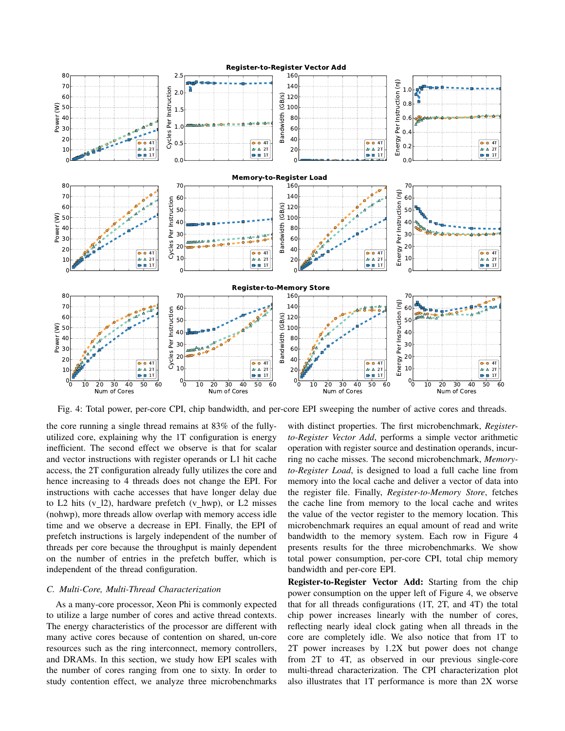Fig. 4: Total power, per-core CPI, chip bandwidth, and per-core EPI sweeping the number of active cores and threads.

the core running a single thread remains at 83% of the fully-utilized core, explaining why the 1T configuration is energy inefficient. The second effect we observe is that for scalar and vector instructions with register operands or L1 hit cache access, the 2T configuration already fully utilizes the core and hence increasing to 4 threads does not change the EPI. For instructions with cache accesses that have longer delay due to L2 hits (v_l2), hardware prefetch (v_hwp), or L2 misses (nohwp), more threads allow overlap with memory access idle time and we observe a decrease in EPI. Finally, the EPI of prefetch instructions is largely independent of the number of threads per core because the throughput is mainly dependent on the number of entries in the prefetch buffer, which is independent of the thread configuration.

### C. Multi-Core, Multi-Thread Characterization

As a many-core processor, Xeon Phi is commonly expected to utilize a large number of cores and active thread contexts. The energy characteristics of the processor are different with many active cores because of contention on shared, un-core resources such as the ring interconnect, memory controllers, and DRAMs. In this section, we study how EPI scales with the number of cores ranging from one to sixty. In order to study contention effect, we analyze three microbenchmarks with distinct properties. The first microbenchmark, *Register-to-Register Vector Add*, performs a simple vector arithmetic operation with register source and destination operands, incurring no cache misses. The second microbenchmark, *Memory-to-Register Load*, is designed to load a full cache line from memory into the local cache and deliver a vector of data into the register file. Finally, *Register-to-Memory Store*, fetches the cache line from memory to the local cache and writes the value of the vector register to the memory location. This microbenchmark requires an equal amount of read and write bandwidth to the memory system. Each row in Figure 4 presents results for the three microbenchmarks. We show total power consumption, per-core CPI, total chip memory bandwidth and per-core EPI.

**Register-to-Register Vector Add:** Starting from the chip power consumption on the upper left of Figure 4, we observe that for all threads configurations (1T, 2T, and 4T) the total chip power increases linearly with the number of cores, reflecting nearly ideal clock gating when all threads in the core are completely idle. We also notice that from 1T to 2T power increases by 1.2X but power does not change from 2T to 4T, as observed in our previous single-core multi-thread characterization. The CPI characterization plot also illustrates that 1T performance is more than 2X worse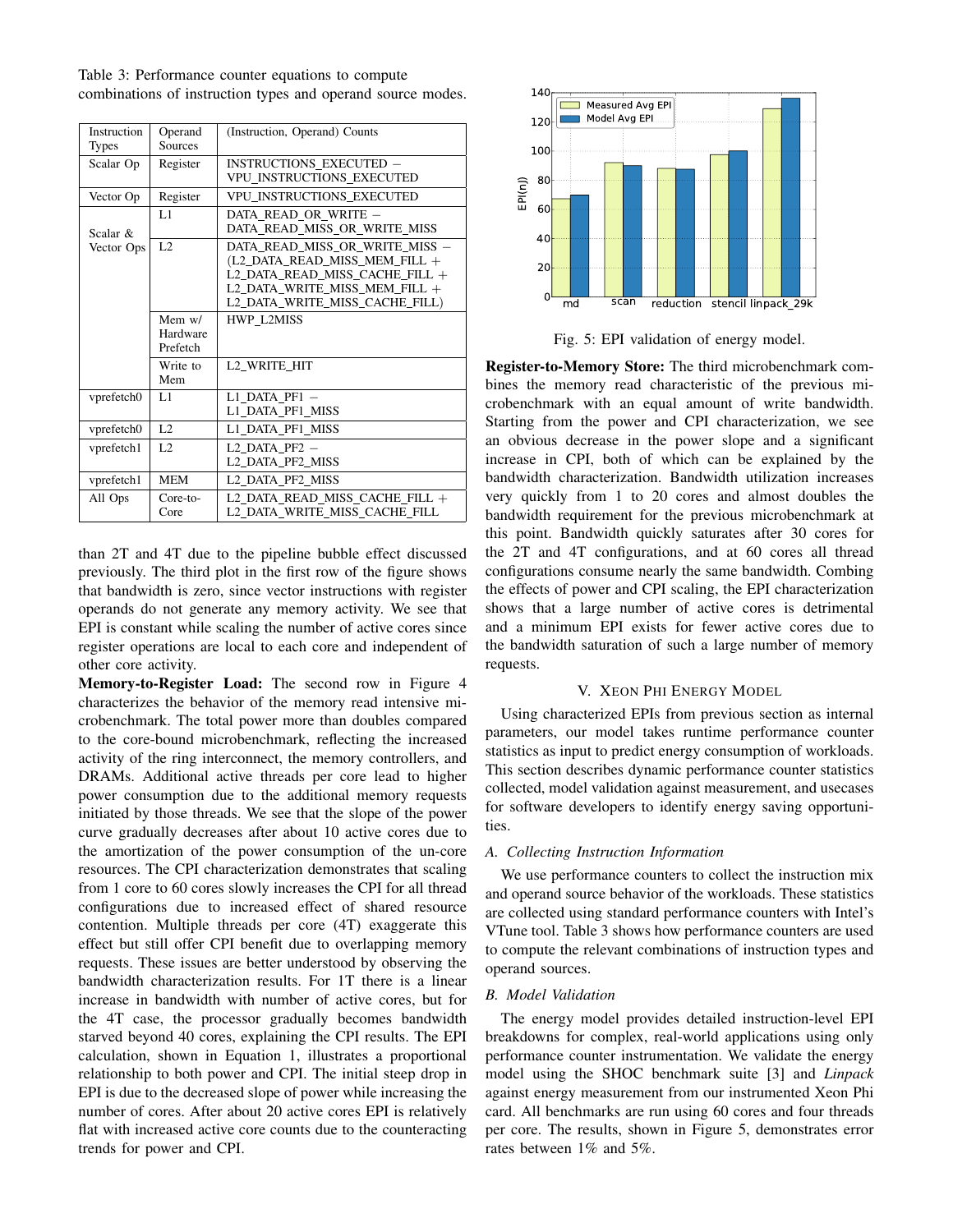Table 3: Performance counter equations to compute combinations of instruction types and operand source modes.

| Instruction Types | Operand Sources | (Instruction, Operand) Counts |
|---|---|---|
| Scalar Op | Register | INSTRUCTIONS_EXECUTED − VPU_INSTRUCTIONS_EXECUTED |
| Vector Op | Register | VPU_INSTRUCTIONS_EXECUTED |
| Scalar & Vector Ops | L1 | DATA_READ_OR_WRITE − DATA_READ_MISS_OR_WRITE_MISS |
| | L2 | DATA_READ_MISS_OR_WRITE_MISS − (L2_DATA_READ_MISS_MEM_FILL + L2_DATA_READ_MISS_CACHE_FILL + L2_DATA_WRITE_MISS_MEM_FILL + L2_DATA_WRITE_MISS_CACHE_FILL) |
| | Mem w/ Hardware Prefetch | HWP_L2MISS |
| | Write to Mem | L2_WRITE_HIT |
| vprefetch0 | L1 | L1_DATA_PF1 − L1_DATA_PF1_MISS |
| vprefetch0 | L2 | L1_DATA_PF1_MISS |
| vprefetch1 | L2 | L2_DATA_PF2 − L2_DATA_PF2_MISS |
| vprefetch1 | MEM | L2_DATA_PF2_MISS |
| All Ops | Core-to-Core | L2_DATA_READ_MISS_CACHE_FILL + L2_DATA_WRITE_MISS_CACHE_FILL |

than 2T and 4T due to the pipeline bubble effect discussed previously. The third plot in the first row of the figure shows that bandwidth is zero, since vector instructions with register operands do not generate any memory activity. We see that EPI is constant while scaling the number of active cores since register operations are local to each core and independent of other core activity.

**Memory-to-Register Load:** The second row in Figure 4 characterizes the behavior of the memory read intensive microbenchmark. The total power more than doubles compared to the core-bound microbenchmark, reflecting the increased activity of the ring interconnect, the memory controllers, and DRAMs. Additional active threads per core lead to higher power consumption due to the additional memory requests initiated by those threads. We see that the slope of the power curve gradually decreases after about 10 active cores due to the amortization of the power consumption of the un-core resources. The CPI characterization demonstrates that scaling from 1 core to 60 cores slowly increases the CPI for all thread configurations due to increased effect of shared resource contention. Multiple threads per core (4T) exaggerate this effect but still offer CPI benefit due to overlapping memory requests. These issues are better understood by observing the bandwidth characterization results. For 1T there is a linear increase in bandwidth with number of active cores, but for the 4T case, the processor gradually becomes bandwidth starved beyond 40 cores, explaining the CPI results. The EPI calculation, shown in Equation 1, illustrates a proportional relationship to both power and CPI. The initial steep drop in EPI is due to the decreased slope of power while increasing the number of cores. After about 20 active cores EPI is relatively flat with increased active core counts due to the counteracting trends for power and CPI.

Fig. 5: EPI validation of energy model.

**Register-to-Memory Store:** The third microbenchmark combines the memory read characteristic of the previous microbenchmark with an equal amount of write bandwidth. Starting from the power and CPI characterization, we see an obvious decrease in the power slope and a significant increase in CPI, both of which can be explained by the bandwidth characterization. Bandwidth utilization increases very quickly from 1 to 20 cores and almost doubles the bandwidth requirement for the previous microbenchmark at this point. Bandwidth quickly saturates after 30 cores for the 2T and 4T configurations, and at 60 cores all thread configurations consume nearly the same bandwidth. Combing the effects of power and CPI scaling, the EPI characterization shows that a large number of active cores is detrimental and a minimum EPI exists for fewer active cores due to the bandwidth saturation of such a large number of memory requests.

## V. Xeon Phi Energy Model

Using characterized EPIs from previous section as internal parameters, our model takes runtime performance counter statistics as input to predict energy consumption of workloads. This section describes dynamic performance counter statistics collected, model validation against measurement, and usecases for software developers to identify energy saving opportunities.

### A. Collecting Instruction Information

We use performance counters to collect the instruction mix and operand source behavior of the workloads. These statistics are collected using standard performance counters with Intel's VTune tool. Table 3 shows how performance counters are used to compute the relevant combinations of instruction types and operand sources.

### B. Model Validation

The energy model provides detailed instruction-level EPI breakdowns for complex, real-world applications using only performance counter instrumentation. We validate the energy model using the SHOC benchmark suite [3] and *Linpack* against energy measurement from our instrumented Xeon Phi card. All benchmarks are run using 60 cores and four threads per core. The results, shown in Figure 5, demonstrates error rates between 1% and 5%.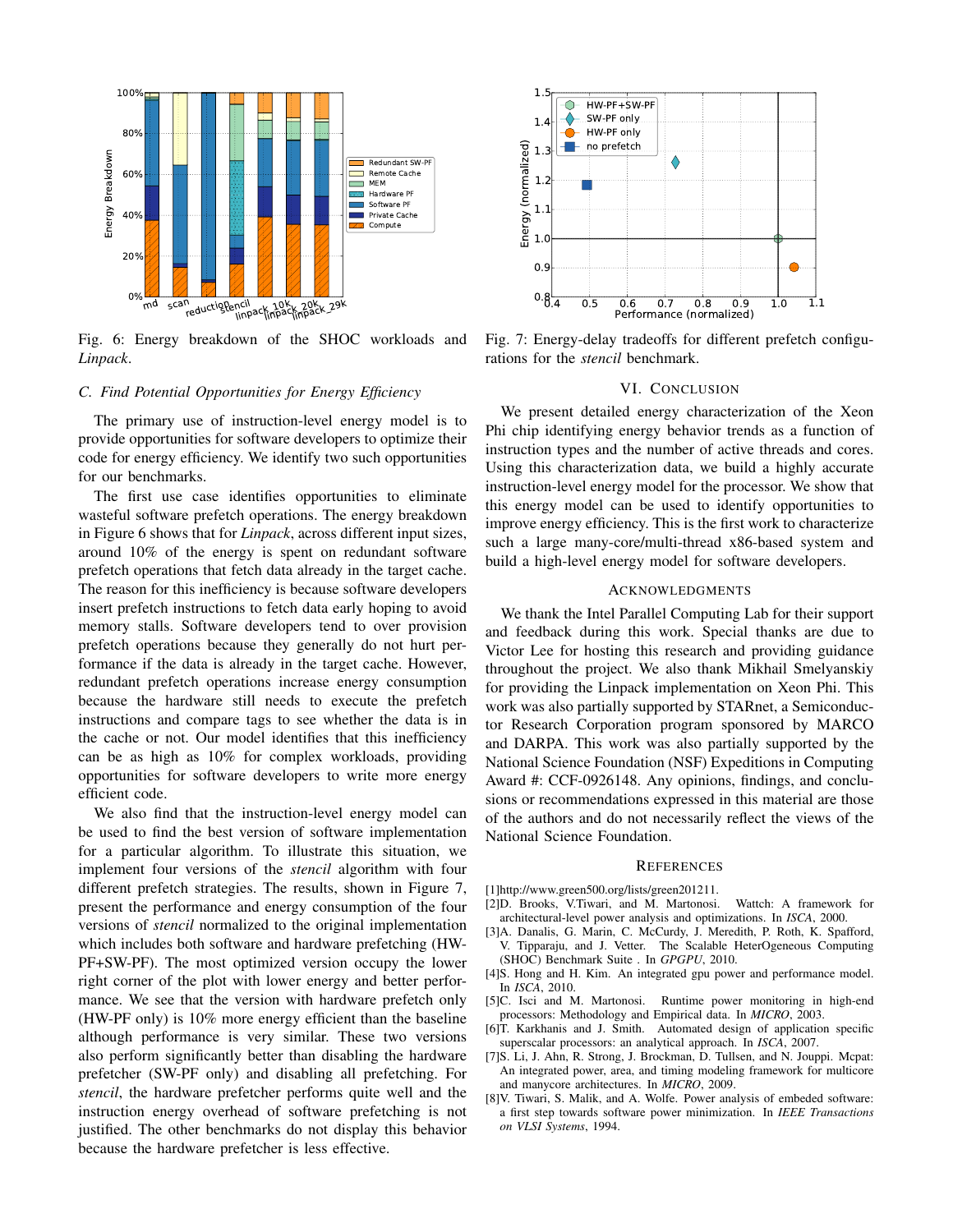100%
80%
60%
40%
20%
0%
Energy Breakdown
md
scan
reduction
stencil
linpack_10k
linpack_20k
linpack_29k
Redundant SW-PF
Remote Cache
MEM
Hardware PF
Software PF
Private Cache
Compute

Fig. 6: Energy breakdown of the SHOC workloads and *Linpack*.

1.5
1.4
1.3
1.2
1.1
1.0
0.9
0.8
Energy (normalized)
0.4
0.5
0.6
0.7
0.8
0.9
1.0
1.1
Performance (normalized)
HW-PF+SW-PF
SW-PF only
HW-PF only
no prefetch

Fig. 7: Energy-delay tradeoffs for different prefetch configurations for the *stencil* benchmark.

### C. Find Potential Opportunities for Energy Efficiency

The primary use of instruction-level energy model is to provide opportunities for software developers to optimize their code for energy efficiency. We identify two such opportunities for our benchmarks.

The first use case identifies opportunities to eliminate wasteful software prefetch operations. The energy breakdown in Figure 6 shows that for *Linpack*, across different input sizes, around 10% of the energy is spent on redundant software prefetch operations that fetch data already in the target cache. The reason for this inefficiency is because software developers insert prefetch instructions to fetch data early hoping to avoid memory stalls. Software developers tend to over provision prefetch operations because they generally do not hurt performance if the data is already in the target cache. However, redundant prefetch operations increase energy consumption because the hardware still needs to execute the prefetch instructions and compare tags to see whether the data is in the cache or not. Our model identifies that this inefficiency can be as high as 10% for complex workloads, providing opportunities for software developers to write more energy efficient code.

We also find that the instruction-level energy model can be used to find the best version of software implementation for a particular algorithm. To illustrate this situation, we implement four versions of the *stencil* algorithm with four different prefetch strategies. The results, shown in Figure 7, present the performance and energy consumption of the four versions of *stencil* normalized to the original implementation which includes both software and hardware prefetching (HW-PF+SW-PF). The most optimized version occupy the lower right corner of the plot with lower energy and better performance. We see that the version with hardware prefetch only (HW-PF only) is 10% more energy efficient than the baseline although performance is very similar. These two versions also perform significantly better than disabling the hardware prefetcher (SW-PF only) and disabling all prefetching. For *stencil*, the hardware prefetcher performs quite well and the instruction energy overhead of software prefetching is not justified. The other benchmarks do not display this behavior because the hardware prefetcher is less effective.

## VI. Conclusion

We present detailed energy characterization of the Xeon Phi chip identifying energy behavior trends as a function of instruction types and the number of active threads and cores. Using this characterization data, we build a highly accurate instruction-level energy model for the processor. We show that this energy model can be used to identify opportunities to improve energy efficiency. This is the first work to characterize such a large many-core/multi-thread x86-based system and build a high-level energy model for software developers.

## Acknowledgments

We thank the Intel Parallel Computing Lab for their support and feedback during this work. Special thanks are due to Victor Lee for hosting this research and providing guidance throughout the project. We also thank Mikhail Smelyanskiy for providing the Linpack implementation on Xeon Phi. This work was also partially supported by STARnet, a Semiconductor Research Corporation program sponsored by MARCO and DARPA. This work was also partially supported by the National Science Foundation (NSF) Expeditions in Computing Award #: CCF-0926148. Any opinions, findings, and conclusions or recommendations expressed in this material are those of the authors and do not necessarily reflect the views of the National Science Foundation.

## References

[1] http://www.green500.org/lists/green201211.

[2] D. Brooks, V.Tiwari, and M. Martonosi. Wattch: A framework for architectural-level power analysis and optimizations. In *ISCA*, 2000.

[3] A. Danalis, G. Marin, C. McCurdy, J. Meredith, P. Roth, K. Spafford, V. Tipparaju, and J. Vetter. The Scalable HeterOgeneous Computing (SHOC) Benchmark Suite . In *GPGPU*, 2010.

[4] S. Hong and H. Kim. An integrated gpu power and performance model. In *ISCA*, 2010.

[5] C. Isci and M. Martonosi. Runtime power monitoring in high-end processors: Methodology and Empirical data. In *MICRO*, 2003.

[6] T. Karkhanis and J. Smith. Automated design of application specific superscalar processors: an analytical approach. In *ISCA*, 2007.

[7] S. Li, J. Ahn, R. Strong, J. Brockman, D. Tullsen, and N. Jouppi. Mcpat: An integrated power, area, and timing modeling framework for multicore and manycore architectures. In *MICRO*, 2009.

[8] V. Tiwari, S. Malik, and A. Wolfe. Power analysis of embeded software: a first step towards software power minimization. In *IEEE Transactions on VLSI Systems*, 1994.